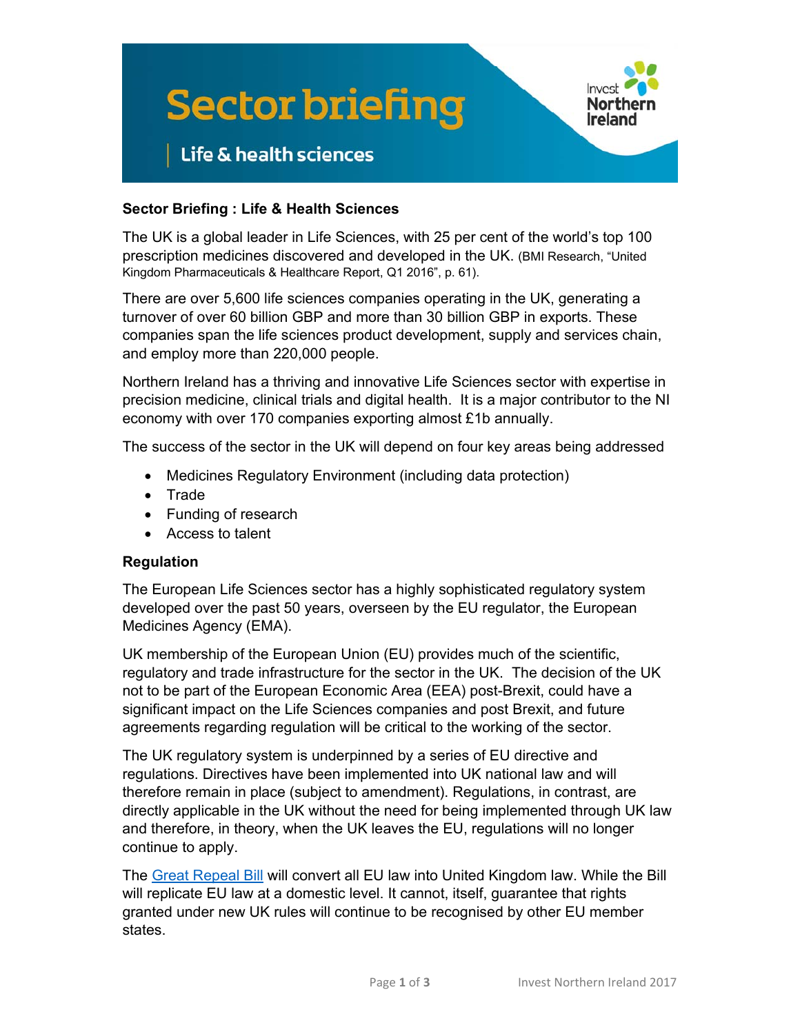# Sector briefing

## Life & health sciences

**Sector Briefing : Life & Health Sciences**

The UK is a global leader in Life Sciences, with 25 per cent of the world's top 100 prescription medicines discovered and developed in the UK. (BMI Research, "United Kingdom Pharmaceuticals & Healthcare Report, Q1 2016", p. 61).

There are over 5,600 life sciences companies operating in the UK, generating a turnover of over 60 billion GBP and more than 30 billion GBP in exports. These companies span the life sciences product development, supply and services chain, and employ more than 220,000 people.

Northern Ireland has a thriving and innovative Life Sciences sector with expertise in precision medicine, clinical trials and digital health. It is a major contributor to the NI economy with over 170 companies exporting almost £1b annually.

The success of the sector in the UK will depend on four key areas being addressed

- Medicines Regulatory Environment (including data protection)
- Trade
- Funding of research
- Access to talent

**Regulation**

The European Life Sciences sector has a highly sophisticated regulatory system developed over the past 50 years, overseen by the EU regulator, the European Medicines Agency (EMA).

UK membership of the European Union (EU) provides much of the scientific, regulatory and trade infrastructure for the sector in the UK. The decision of the UK not to be part of the European Economic Area (EEA) post-Brexit, could have a significant impact on the Life Sciences companies and post Brexit, and future agreements regarding regulation will be critical to the working of the sector.

The UK regulatory system is underpinned by a series of EU directive and regulations. Directives have been implemented into UK national law and will therefore remain in place (subject to amendment). Regulations, in contrast, are directly applicable in the UK without the need for being implemented through UK law and therefore, in theory, when the UK leaves the EU, regulations will no longer continue to apply.

The Great Repeal Bill will convert all EU law into United Kingdom law. While the Bill will replicate EU law at a domestic level. It cannot, itself, guarantee that rights granted under new UK rules will continue to be recognised by other EU member states.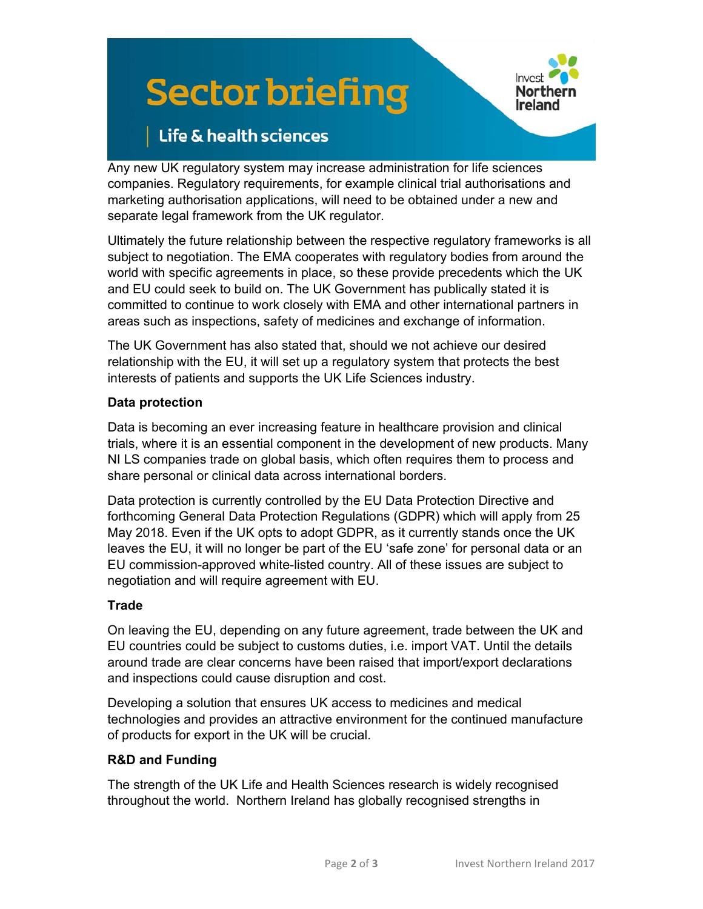Any new UK regulatory system may increase administration for life sciences companies. Regulatory requirements, for example clinical trial authorisations and marketing authorisation applications, will need to be obtained under a new and separate legal framework from the UK regulator.

Ultimately the future relationship between the respective regulatory frameworks is all subject to negotiation. The EMA cooperates with regulatory bodies from around the world with specific agreements in place, so these provide precedents which the UK and EU could seek to build on. The UK Government has publically stated it is committed to continue to work closely with EMA and other international partners in areas such as inspections, safety of medicines and exchange of information.

The UK Government has also stated that, should we not achieve our desired relationship with the EU, it will set up a regulatory system that protects the best interests of patients and supports the UK Life Sciences industry.

**Data protection**

Data is becoming an ever increasing feature in healthcare provision and clinical trials, where it is an essential component in the development of new products. Many NI LS companies trade on global basis, which often requires them to process and share personal or clinical data across international borders.

Data protection is currently controlled by the EU Data Protection Directive and forthcoming General Data Protection Regulations (GDPR) which will apply from 25 May 2018. Even if the UK opts to adopt GDPR, as it currently stands once the UK leaves the EU, it will no longer be part of the EU 'safe zone' for personal data or an EU commission-approved white-listed country. All of these issues are subject to negotiation and will require agreement with EU.

**Trade**

On leaving the EU, depending on any future agreement, trade between the UK and EU countries could be subject to customs duties, i.e. import VAT. Until the details around trade are clear concerns have been raised that import/export declarations and inspections could cause disruption and cost.

Developing a solution that ensures UK access to medicines and medical technologies and provides an attractive environment for the continued manufacture of products for export in the UK will be crucial.

**R&D and Funding**

The strength of the UK Life and Health Sciences research is widely recognised throughout the world. Northern Ireland has globally recognised strengths in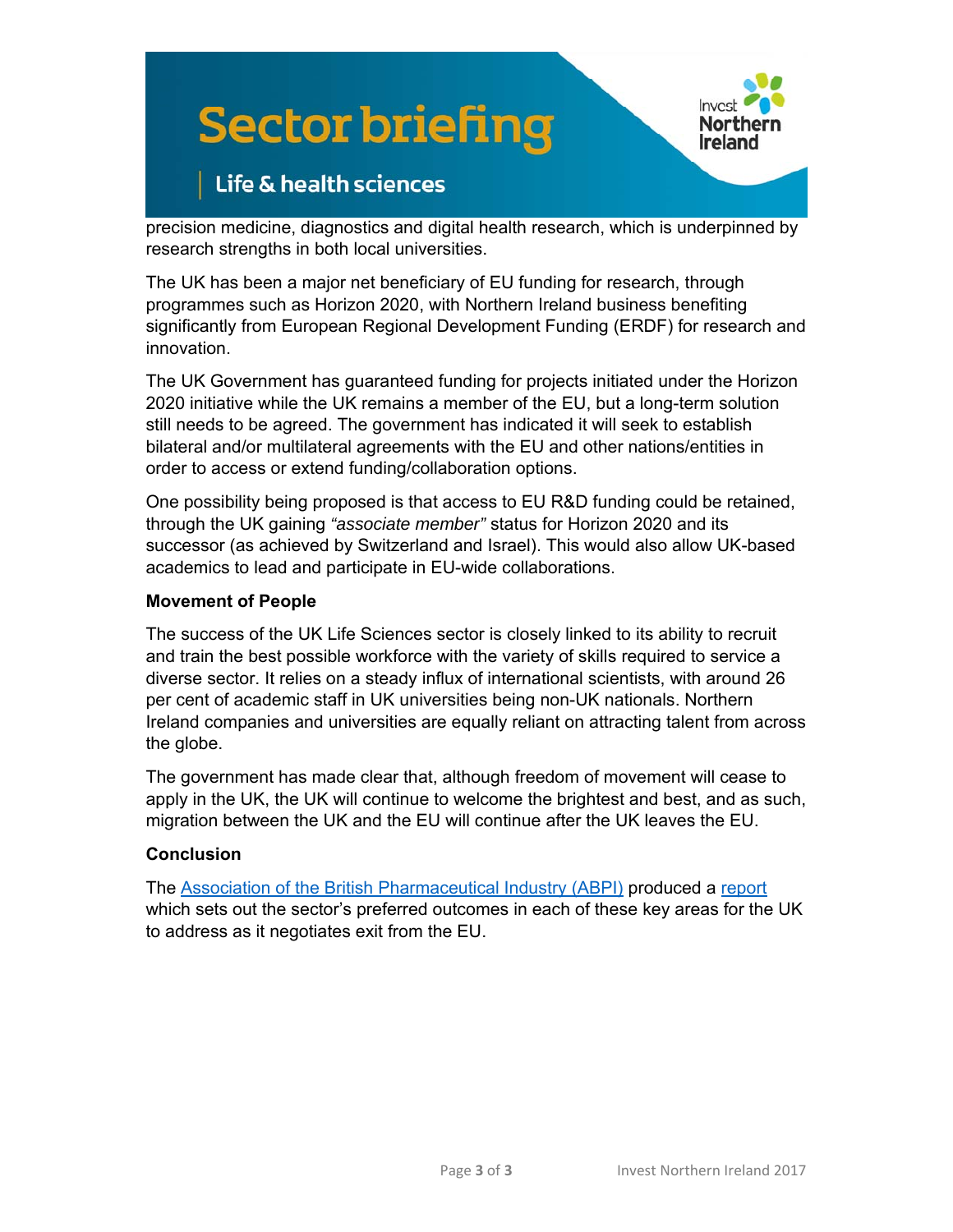precision medicine, diagnostics and digital health research, which is underpinned by research strengths in both local universities.

The UK has been a major net beneficiary of EU funding for research, through programmes such as Horizon 2020, with Northern Ireland business benefiting significantly from European Regional Development Funding (ERDF) for research and innovation.

The UK Government has guaranteed funding for projects initiated under the Horizon 2020 initiative while the UK remains a member of the EU, but a long-term solution still needs to be agreed. The government has indicated it will seek to establish bilateral and/or multilateral agreements with the EU and other nations/entities in order to access or extend funding/collaboration options.

One possibility being proposed is that access to EU R&D funding could be retained, through the UK gaining *"associate member"* status for Horizon 2020 and its successor (as achieved by Switzerland and Israel). This would also allow UK-based academics to lead and participate in EU-wide collaborations.

**Movement of People**

The success of the UK Life Sciences sector is closely linked to its ability to recruit and train the best possible workforce with the variety of skills required to service a diverse sector. It relies on a steady influx of international scientists, with around 26 per cent of academic staff in UK universities being non-UK nationals. Northern Ireland companies and universities are equally reliant on attracting talent from across the globe.

The government has made clear that, although freedom of movement will cease to apply in the UK, the UK will continue to welcome the brightest and best, and as such, migration between the UK and the EU will continue after the UK leaves the EU.

**Conclusion**

The Association of the British Pharmaceutical Industry (ABPI) produced a report which sets out the sector's preferred outcomes in each of these key areas for the UK to address as it negotiates exit from the EU.